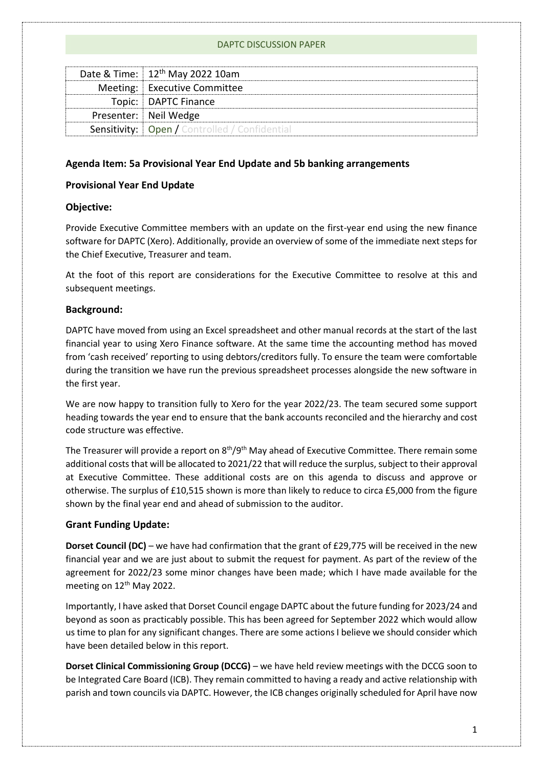DAPTC DISCUSSION PAPER

| | |
|---|---|
| Date & Time: | 12th May 2022 10am |
| Meeting: | Executive Committee |
| Topic: | DAPTC Finance |
| Presenter: | Neil Wedge |
| Sensitivity: | Open / Controlled / Confidential |

### Agenda Item: 5a Provisional Year End Update and 5b banking arrangements

### Provisional Year End Update

### Objective:

Provide Executive Committee members with an update on the first-year end using the new finance software for DAPTC (Xero). Additionally, provide an overview of some of the immediate next steps for the Chief Executive, Treasurer and team.

At the foot of this report are considerations for the Executive Committee to resolve at this and subsequent meetings.

### Background:

DAPTC have moved from using an Excel spreadsheet and other manual records at the start of the last financial year to using Xero Finance software. At the same time the accounting method has moved from 'cash received' reporting to using debtors/creditors fully. To ensure the team were comfortable during the transition we have run the previous spreadsheet processes alongside the new software in the first year.

We are now happy to transition fully to Xero for the year 2022/23. The team secured some support heading towards the year end to ensure that the bank accounts reconciled and the hierarchy and cost code structure was effective.

The Treasurer will provide a report on 8th/9th May ahead of Executive Committee. There remain some additional costs that will be allocated to 2021/22 that will reduce the surplus, subject to their approval at Executive Committee. These additional costs are on this agenda to discuss and approve or otherwise. The surplus of £10,515 shown is more than likely to reduce to circa £5,000 from the figure shown by the final year end and ahead of submission to the auditor.

### Grant Funding Update:

**Dorset Council (DC)** – we have had confirmation that the grant of £29,775 will be received in the new financial year and we are just about to submit the request for payment. As part of the review of the agreement for 2022/23 some minor changes have been made; which I have made available for the meeting on 12th May 2022.

Importantly, I have asked that Dorset Council engage DAPTC about the future funding for 2023/24 and beyond as soon as practicably possible. This has been agreed for September 2022 which would allow us time to plan for any significant changes. There are some actions I believe we should consider which have been detailed below in this report.

**Dorset Clinical Commissioning Group (DCCG)** – we have held review meetings with the DCCG soon to be Integrated Care Board (ICB). They remain committed to having a ready and active relationship with parish and town councils via DAPTC. However, the ICB changes originally scheduled for April have now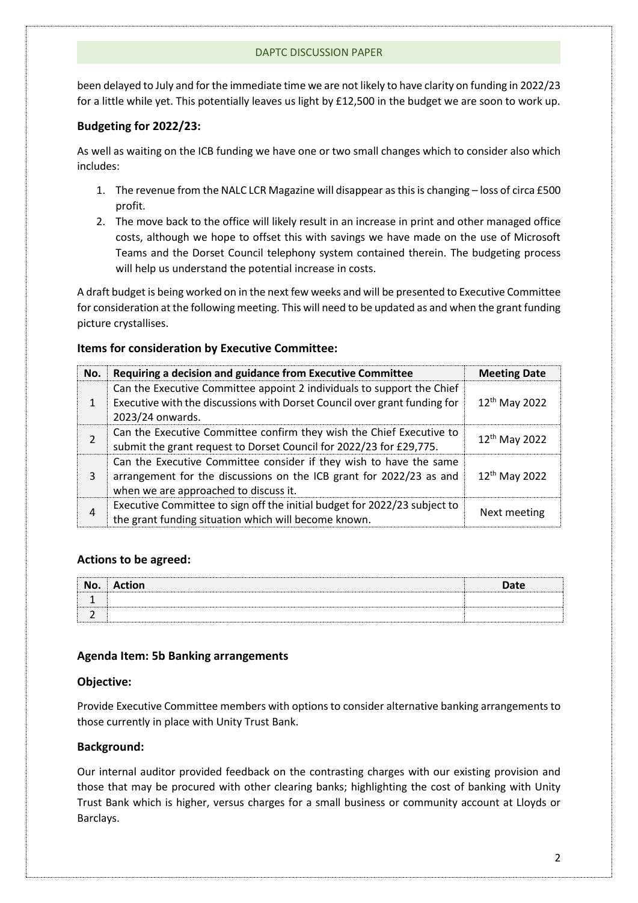been delayed to July and for the immediate time we are not likely to have clarity on funding in 2022/23 for a little while yet. This potentially leaves us light by £12,500 in the budget we are soon to work up.

### Budgeting for 2022/23:

As well as waiting on the ICB funding we have one or two small changes which to consider also which includes:

1. The revenue from the NALC LCR Magazine will disappear as this is changing – loss of circa £500 profit.
2. The move back to the office will likely result in an increase in print and other managed office costs, although we hope to offset this with savings we have made on the use of Microsoft Teams and the Dorset Council telephony system contained therein. The budgeting process will help us understand the potential increase in costs.

A draft budget is being worked on in the next few weeks and will be presented to Executive Committee for consideration at the following meeting. This will need to be updated as and when the grant funding picture crystallises.

### Items for consideration by Executive Committee:

| No. | Requiring a decision and guidance from Executive Committee | Meeting Date |
|---|---|---|
| 1 | Can the Executive Committee appoint 2 individuals to support the Chief Executive with the discussions with Dorset Council over grant funding for 2023/24 onwards. | 12th May 2022 |
| 2 | Can the Executive Committee confirm they wish the Chief Executive to submit the grant request to Dorset Council for 2022/23 for £29,775. | 12th May 2022 |
| 3 | Can the Executive Committee consider if they wish to have the same arrangement for the discussions on the ICB grant for 2022/23 as and when we are approached to discuss it. | 12th May 2022 |
| 4 | Executive Committee to sign off the initial budget for 2022/23 subject to the grant funding situation which will become known. | Next meeting |

### Actions to be agreed:

| No. | Action | Date |
|---|---|---|
| 1 | | |
| 2 | | |

### Agenda Item: 5b Banking arrangements

### Objective:

Provide Executive Committee members with options to consider alternative banking arrangements to those currently in place with Unity Trust Bank.

### Background:

Our internal auditor provided feedback on the contrasting charges with our existing provision and those that may be procured with other clearing banks; highlighting the cost of banking with Unity Trust Bank which is higher, versus charges for a small business or community account at Lloyds or Barclays.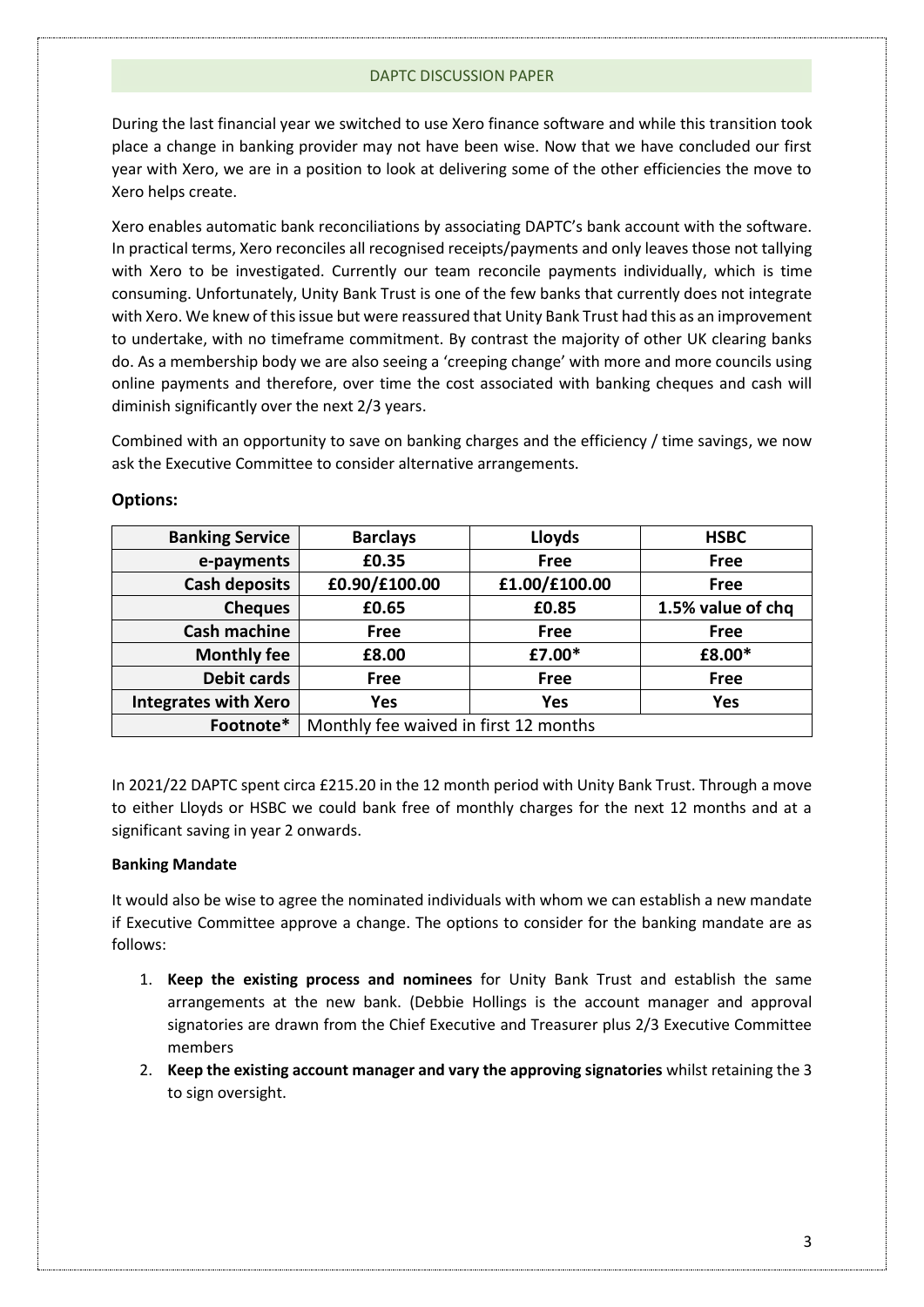DAPTC DISCUSSION PAPER

During the last financial year we switched to use Xero finance software and while this transition took place a change in banking provider may not have been wise. Now that we have concluded our first year with Xero, we are in a position to look at delivering some of the other efficiencies the move to Xero helps create.

Xero enables automatic bank reconciliations by associating DAPTC's bank account with the software. In practical terms, Xero reconciles all recognised receipts/payments and only leaves those not tallying with Xero to be investigated. Currently our team reconcile payments individually, which is time consuming. Unfortunately, Unity Bank Trust is one of the few banks that currently does not integrate with Xero. We knew of this issue but were reassured that Unity Bank Trust had this as an improvement to undertake, with no timeframe commitment. By contrast the majority of other UK clearing banks do. As a membership body we are also seeing a 'creeping change' with more and more councils using online payments and therefore, over time the cost associated with banking cheques and cash will diminish significantly over the next 2/3 years.

Combined with an opportunity to save on banking charges and the efficiency / time savings, we now ask the Executive Committee to consider alternative arrangements.

## Options:

| Banking Service | Barclays | Lloyds | HSBC |
|---|---|---|---|
| e-payments | £0.35 | Free | Free |
| Cash deposits | £0.90/£100.00 | £1.00/£100.00 | Free |
| Cheques | £0.65 | £0.85 | 1.5% value of chq |
| Cash machine | Free | Free | Free |
| Monthly fee | £8.00 | £7.00* | £8.00* |
| Debit cards | Free | Free | Free |
| Integrates with Xero | Yes | Yes | Yes |
| Footnote* | Monthly fee waived in first 12 months | | |

In 2021/22 DAPTC spent circa £215.20 in the 12 month period with Unity Bank Trust. Through a move to either Lloyds or HSBC we could bank free of monthly charges for the next 12 months and at a significant saving in year 2 onwards.

**Banking Mandate**

It would also be wise to agree the nominated individuals with whom we can establish a new mandate if Executive Committee approve a change. The options to consider for the banking mandate are as follows:

1. **Keep the existing process and nominees** for Unity Bank Trust and establish the same arrangements at the new bank. (Debbie Hollings is the account manager and approval signatories are drawn from the Chief Executive and Treasurer plus 2/3 Executive Committee members
2. **Keep the existing account manager and vary the approving signatories** whilst retaining the 3 to sign oversight.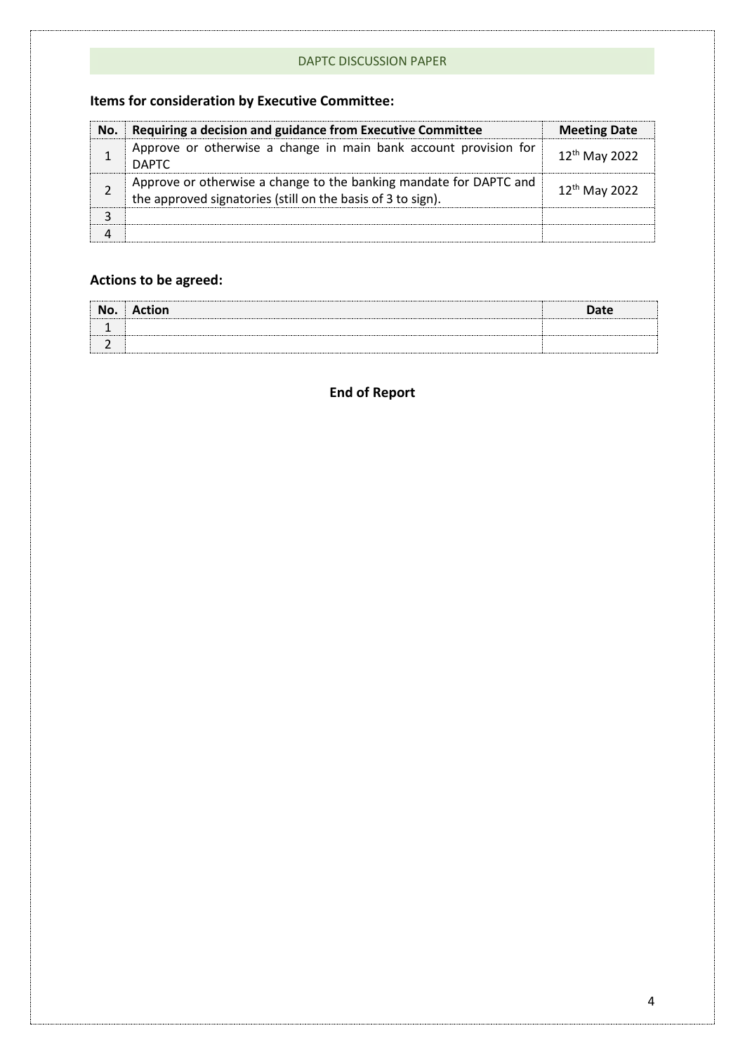## Items for consideration by Executive Committee:

| No. | Requiring a decision and guidance from Executive Committee | Meeting Date |
|---|---|---|
| 1 | Approve or otherwise a change in main bank account provision for DAPTC | 12th May 2022 |
| 2 | Approve or otherwise a change to the banking mandate for DAPTC and the approved signatories (still on the basis of 3 to sign). | 12th May 2022 |
| 3 | | |
| 4 | | |

## Actions to be agreed:

| No. | Action | Date |
|---|---|---|
| 1 | | |
| 2 | | |

**End of Report**